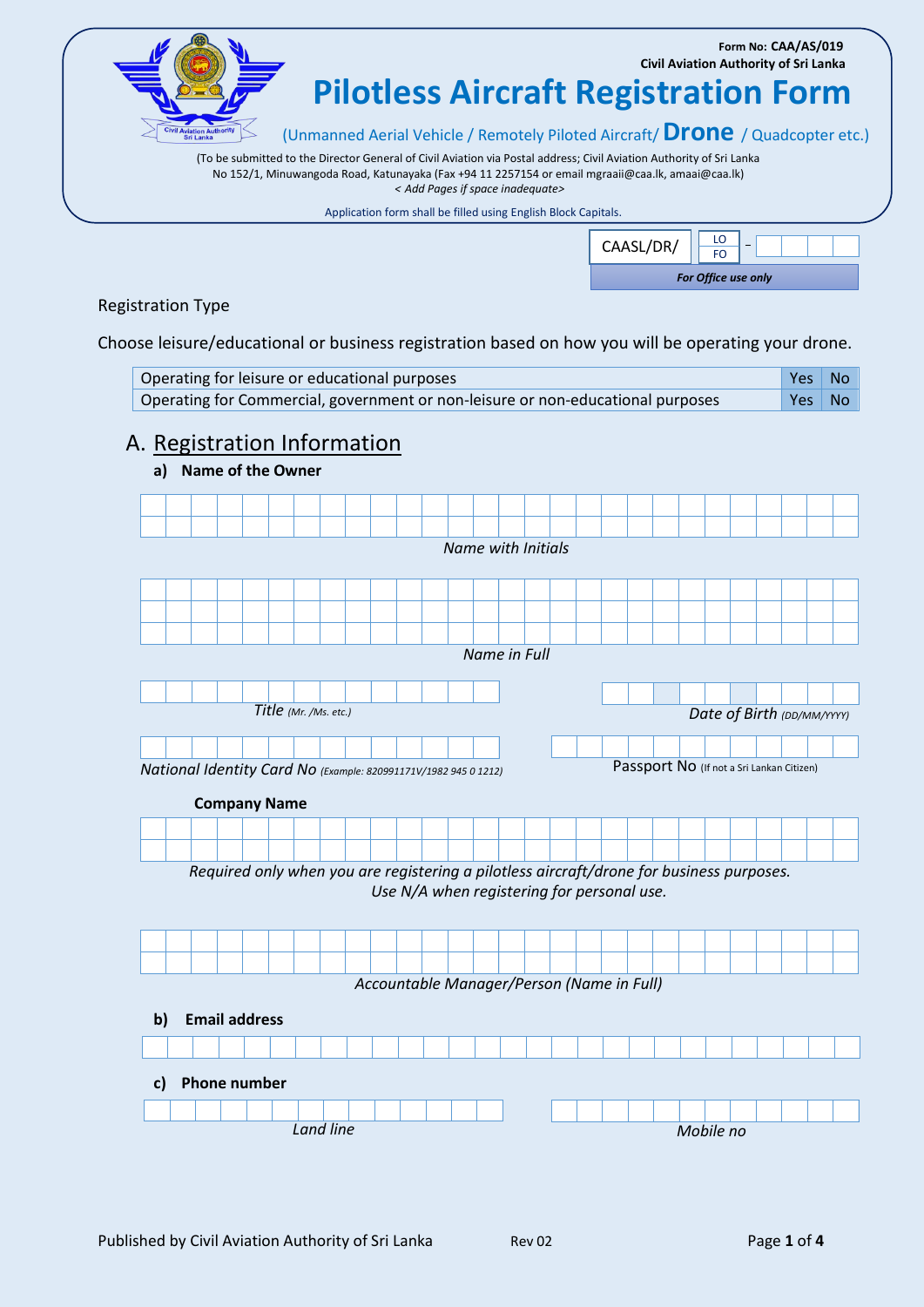Form No: **CAA/AS/019**
**Civil Aviation Authority of Sri Lanka**

# Pilotless Aircraft Registration Form

(Unmanned Aerial Vehicle / Remotely Piloted Aircraft/ **Drone** / Quadcopter etc.)

(To be submitted to the Director General of Civil Aviation via Postal address; Civil Aviation Authority of Sri Lanka No 152/1, Minuwangoda Road, Katunayaka (Fax +94 11 2257154 or email mgraaii@caa.lk, amaai@caa.lk)
*< Add Pages if space inadequate>*

Application form shall be filled using English Block Capitals.

| CAASL/DR/ | LO / FO | – | |
|---|---|---|---|
| ***For Office use only*** | | | |

Registration Type

Choose leisure/educational or business registration based on how you will be operating your drone.

| | | |
|---|---|---|
| Operating for leisure or educational purposes | Yes | No |
| Operating for Commercial, government or non-leisure or non-educational purposes | Yes | No |

## A. Registration Information

### a) Name of the Owner

*Name with Initials*

*Name in Full*

*Title (Mr. /Ms. etc.)*

*Date of Birth (DD/MM/YYYY)*

*National Identity Card No (Example: 820991171V/1982 945 0 1212)*

Passport No (If not a Sri Lankan Citizen)

**Company Name**

*Required only when you are registering a pilotless aircraft/drone for business purposes. Use N/A when registering for personal use.*

*Accountable Manager/Person (Name in Full)*

### b) Email address

### c) Phone number

*Land line*

*Mobile no*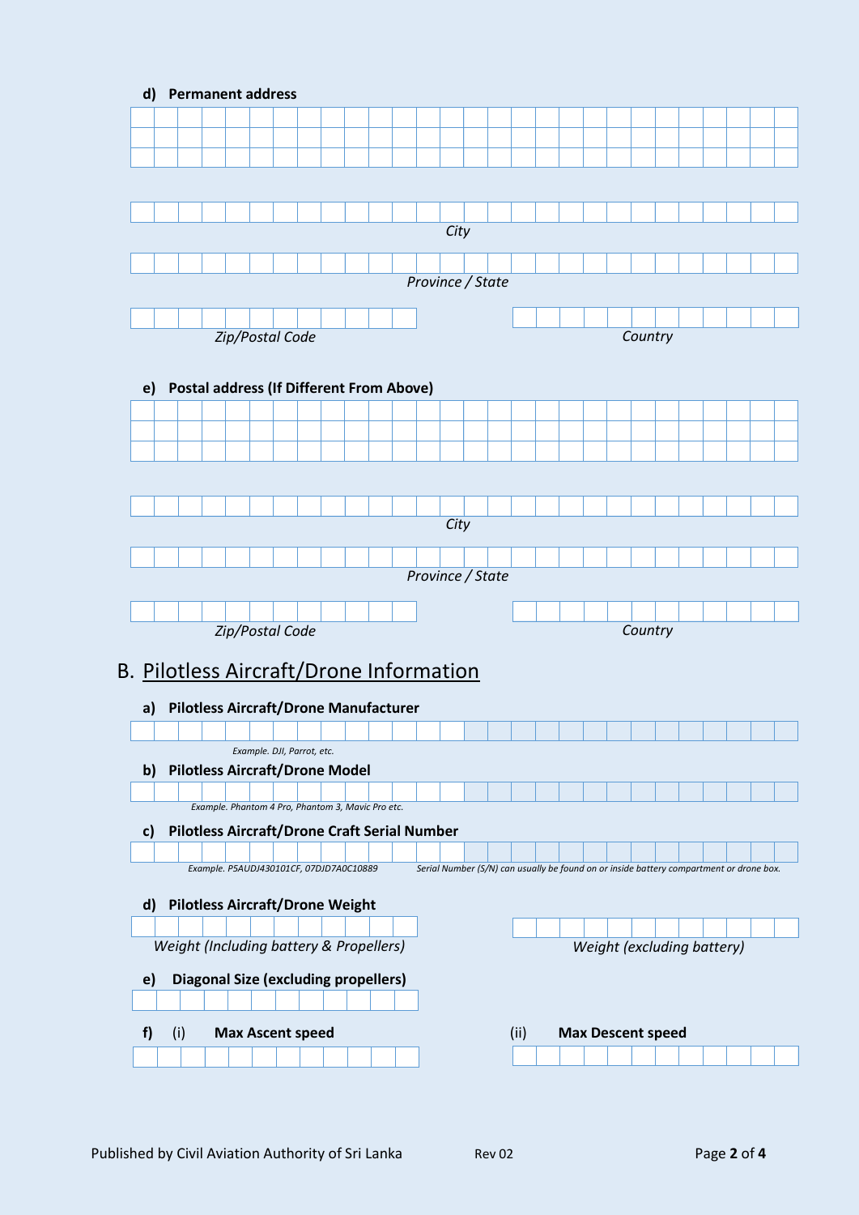**d) Permanent address**

City

Province / State

Zip/Postal Code

Country

**e) Postal address (If Different From Above)**

City

Province / State

Zip/Postal Code

Country

## B. Pilotless Aircraft/Drone Information

**a) Pilotless Aircraft/Drone Manufacturer**

*Example. DJI, Parrot, etc.*

**b) Pilotless Aircraft/Drone Model**

*Example. Phantom 4 Pro, Phantom 3, Mavic Pro etc.*

**c) Pilotless Aircraft/Drone Craft Serial Number**

*Example. P5AUDJ430101CF, 07DJD7A0C10889*

*Serial Number (S/N) can usually be found on or inside battery compartment or drone box.*

**d) Pilotless Aircraft/Drone Weight**

*Weight (Including battery & Propellers)*

*Weight (excluding battery)*

**e) Diagonal Size (excluding propellers)**

**f)** (i) **Max Ascent speed**

(ii) **Max Descent speed**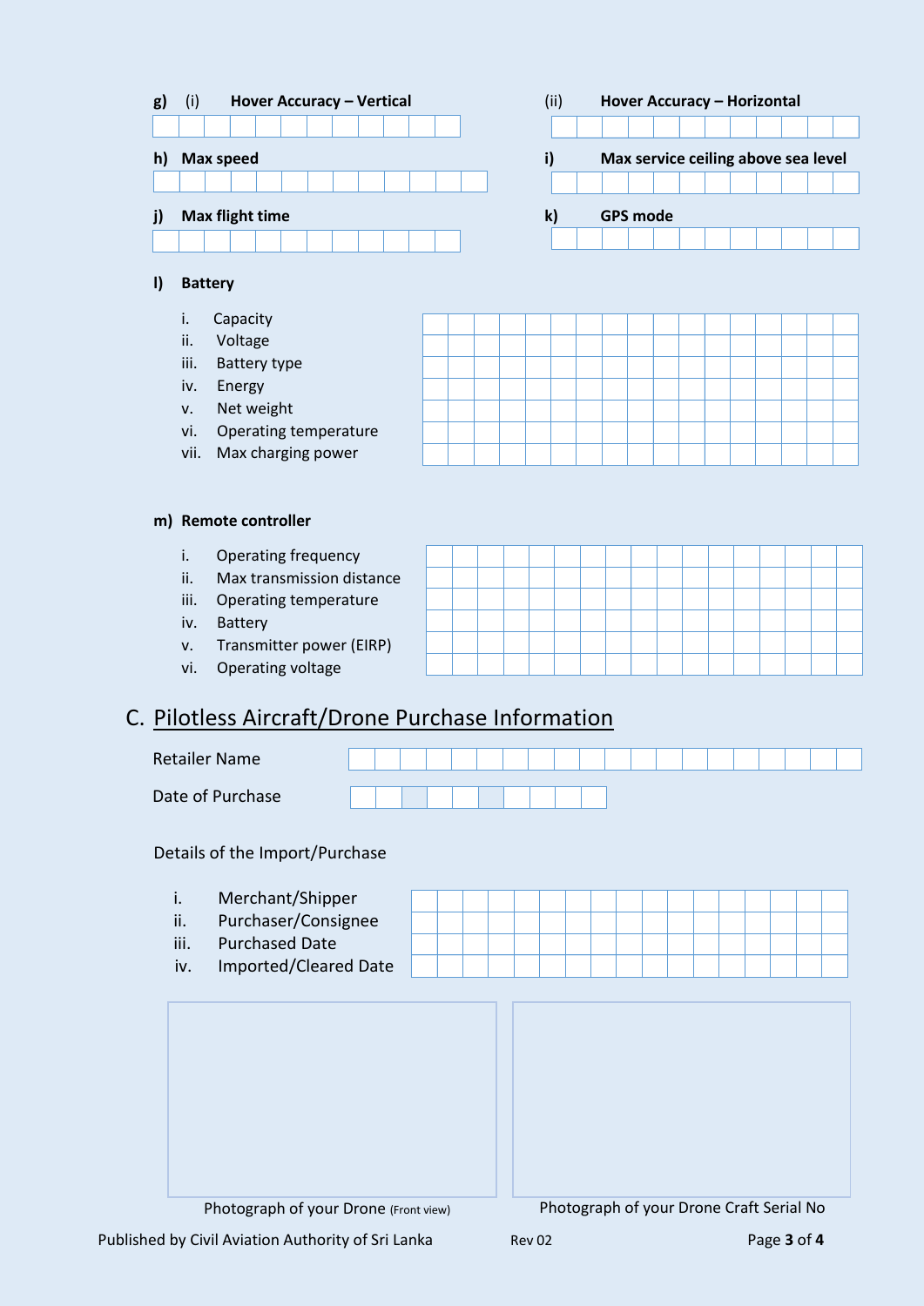**g)** (i) **Hover Accuracy – Vertical**

(ii) **Hover Accuracy – Horizontal**

**h) Max speed**

**i) Max service ceiling above sea level**

**j) Max flight time**

**k) GPS mode**

**l) Battery**

i. Capacity
ii. Voltage
iii. Battery type
iv. Energy
v. Net weight
vi. Operating temperature
vii. Max charging power

**m) Remote controller**

i. Operating frequency
ii. Max transmission distance
iii. Operating temperature
iv. Battery
v. Transmitter power (EIRP)
vi. Operating voltage

## C. Pilotless Aircraft/Drone Purchase Information

Retailer Name

Date of Purchase

Details of the Import/Purchase

i. Merchant/Shipper
ii. Purchaser/Consignee
iii. Purchased Date
iv. Imported/Cleared Date

Photograph of your Drone (Front view)

Photograph of your Drone Craft Serial No

Published by Civil Aviation Authority of Sri Lanka Rev 02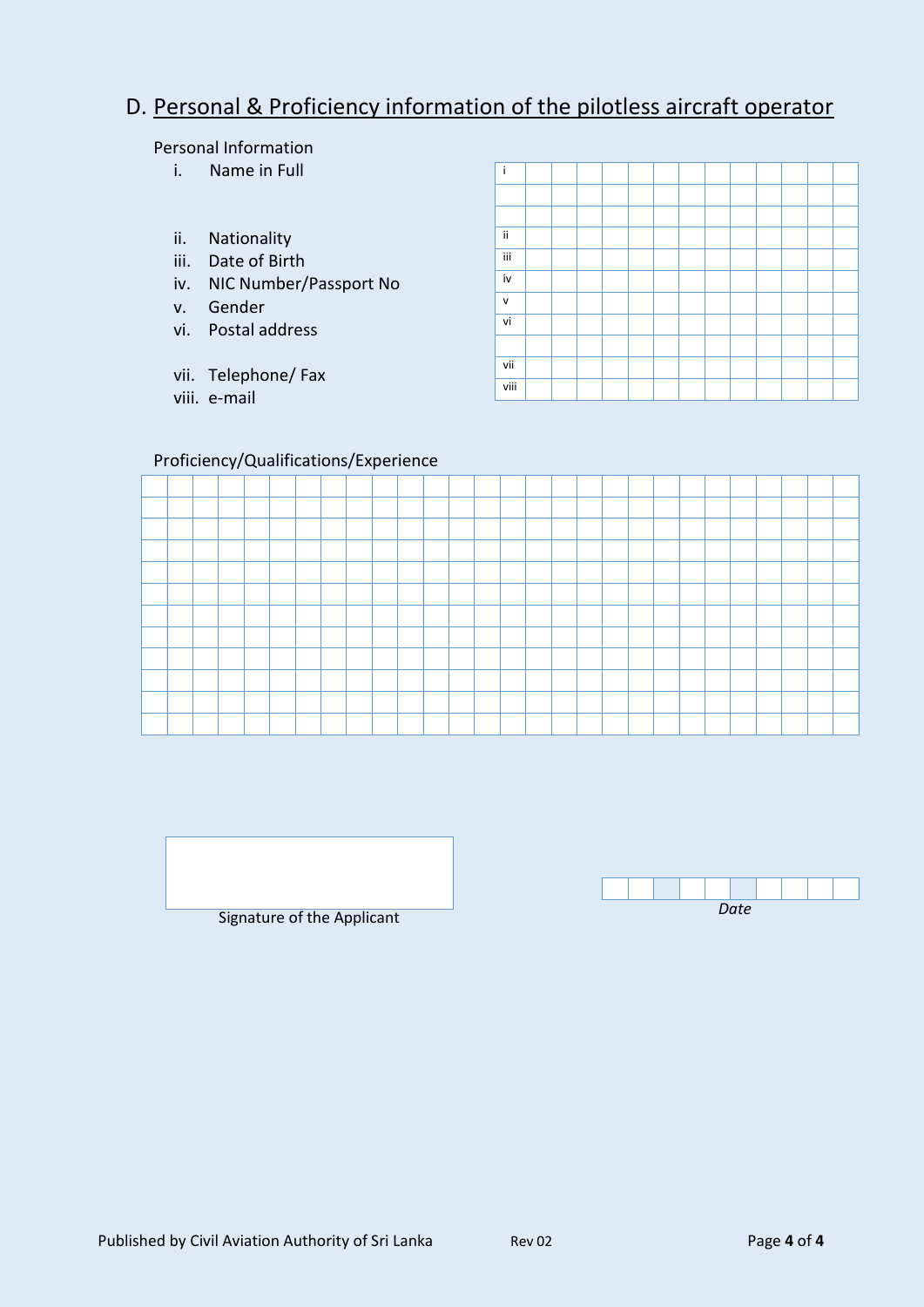## D. Personal & Proficiency information of the pilotless aircraft operator

Personal Information

i. Name in Full

ii. Nationality

iii. Date of Birth

iv. NIC Number/Passport No

v. Gender

vi. Postal address

vii. Telephone/ Fax

viii. e-mail

| | |
|---|---|
| i | |
| | |
| | |
| ii | |
| iii | |
| iv | |
| v | |
| vi | |
| | |
| vii | |
| viii | |

Proficiency/Qualifications/Experience

| |
|---|
| |
| |
| |
| |
| |
| |
| |
| |
| |
| |
| |

Signature of the Applicant

*Date*